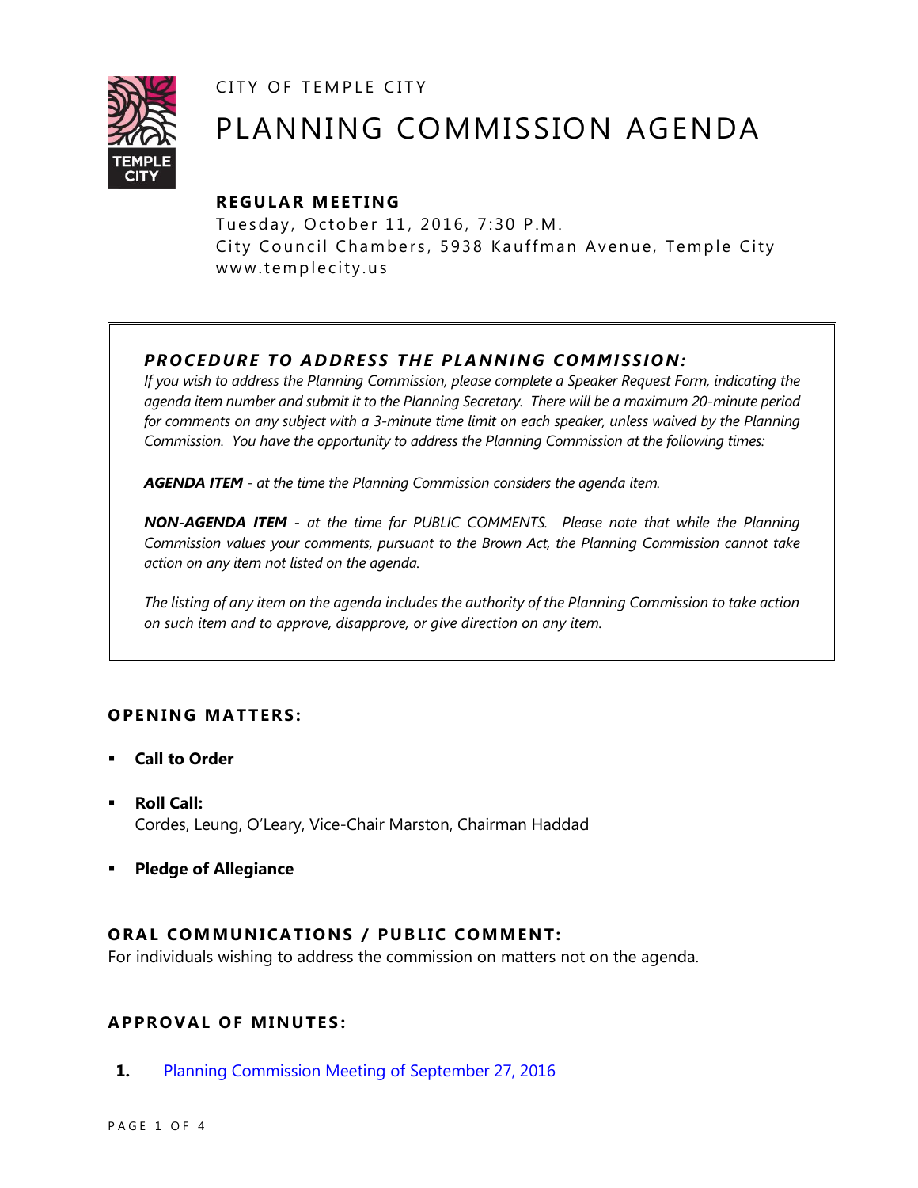CITY OF TEMPLE CITY

# PLANNING COMMISSION AGENDA

**REGULAR MEETING**

Tuesday, October 11, 2016, 7:30 P.M.
City Council Chambers, 5938 Kauffman Avenue, Temple City
www.templecity.us

---

***PROCEDURE TO ADDRESS THE PLANNING COMMISSION:***

*If you wish to address the Planning Commission, please complete a Speaker Request Form, indicating the agenda item number and submit it to the Planning Secretary. There will be a maximum 20-minute period for comments on any subject with a 3-minute time limit on each speaker, unless waived by the Planning Commission. You have the opportunity to address the Planning Commission at the following times:*

***AGENDA ITEM** - at the time the Planning Commission considers the agenda item.*

***NON-AGENDA ITEM** - at the time for PUBLIC COMMENTS. Please note that while the Planning Commission values your comments, pursuant to the Brown Act, the Planning Commission cannot take action on any item not listed on the agenda.*

*The listing of any item on the agenda includes the authority of the Planning Commission to take action on such item and to approve, disapprove, or give direction on any item.*

---

## OPENING MATTERS:

- **Call to Order**
- **Roll Call:**
  Cordes, Leung, O'Leary, Vice-Chair Marston, Chairman Haddad
- **Pledge of Allegiance**

## ORAL COMMUNICATIONS / PUBLIC COMMENT:

For individuals wishing to address the commission on matters not on the agenda.

## APPROVAL OF MINUTES:

**1.** Planning Commission Meeting of September 27, 2016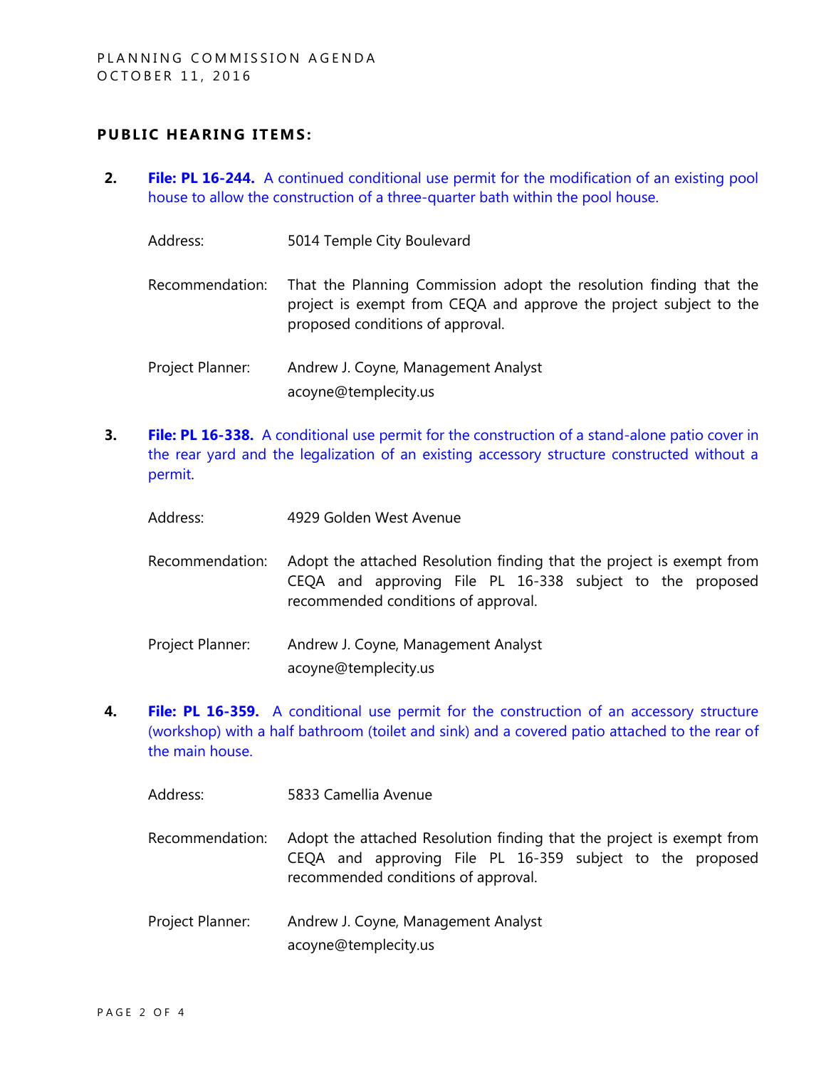## PUBLIC HEARING ITEMS:

2. **File: PL 16-244.** A continued conditional use permit for the modification of an existing pool house to allow the construction of a three-quarter bath within the pool house.

   Address: 5014 Temple City Boulevard

   Recommendation: That the Planning Commission adopt the resolution finding that the project is exempt from CEQA and approve the project subject to the proposed conditions of approval.

   Project Planner: Andrew J. Coyne, Management Analyst
   acoyne@templecity.us

3. **File: PL 16-338.** A conditional use permit for the construction of a stand-alone patio cover in the rear yard and the legalization of an existing accessory structure constructed without a permit.

   Address: 4929 Golden West Avenue

   Recommendation: Adopt the attached Resolution finding that the project is exempt from CEQA and approving File PL 16-338 subject to the proposed recommended conditions of approval.

   Project Planner: Andrew J. Coyne, Management Analyst
   acoyne@templecity.us

4. **File: PL 16-359.** A conditional use permit for the construction of an accessory structure (workshop) with a half bathroom (toilet and sink) and a covered patio attached to the rear of the main house.

   Address: 5833 Camellia Avenue

   Recommendation: Adopt the attached Resolution finding that the project is exempt from CEQA and approving File PL 16-359 subject to the proposed recommended conditions of approval.

   Project Planner: Andrew J. Coyne, Management Analyst
   acoyne@templecity.us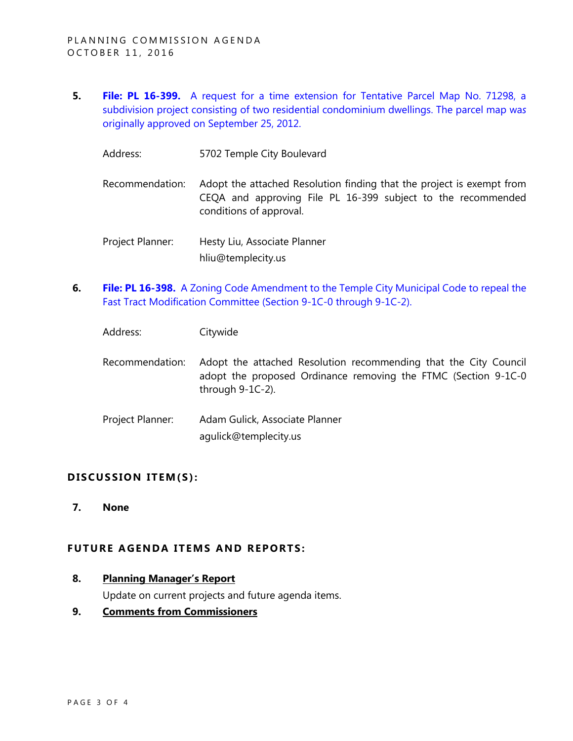5. **File: PL 16-399.** A request for a time extension for Tentative Parcel Map No. 71298, a subdivision project consisting of two residential condominium dwellings. The parcel map was originally approved on September 25, 2012.

   Address: 5702 Temple City Boulevard

   Recommendation: Adopt the attached Resolution finding that the project is exempt from CEQA and approving File PL 16-399 subject to the recommended conditions of approval.

   Project Planner: Hesty Liu, Associate Planner
   hliu@templecity.us

6. **File: PL 16-398.** A Zoning Code Amendment to the Temple City Municipal Code to repeal the Fast Tract Modification Committee (Section 9-1C-0 through 9-1C-2).

   Address: Citywide

   Recommendation: Adopt the attached Resolution recommending that the City Council adopt the proposed Ordinance removing the FTMC (Section 9-1C-0 through 9-1C-2).

   Project Planner: Adam Gulick, Associate Planner
   agulick@templecity.us

## DISCUSSION ITEM(S):

7. **None**

## FUTURE AGENDA ITEMS AND REPORTS:

8. **Planning Manager's Report**

   Update on current projects and future agenda items.

9. **Comments from Commissioners**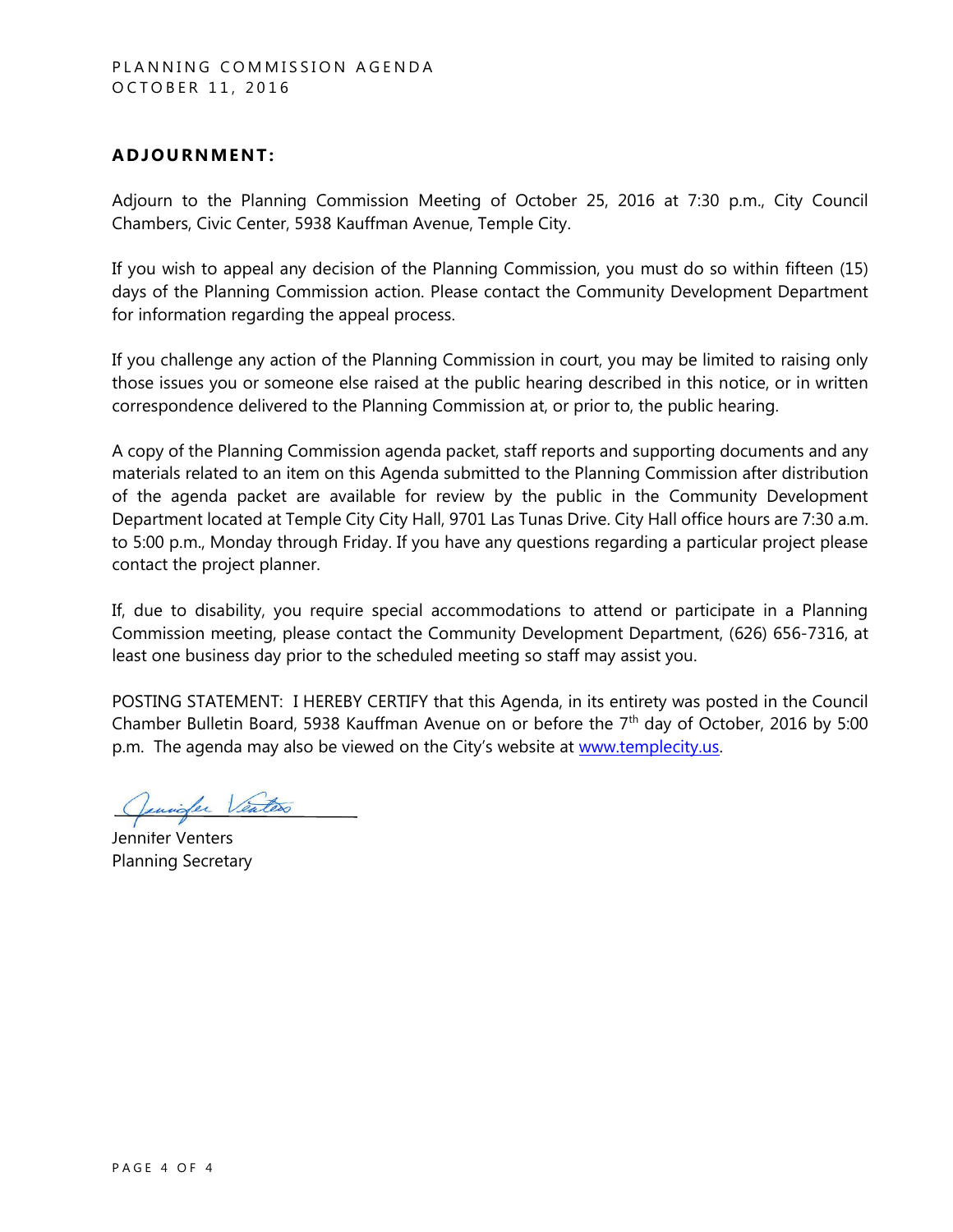## ADJOURNMENT:

Adjourn to the Planning Commission Meeting of October 25, 2016 at 7:30 p.m., City Council Chambers, Civic Center, 5938 Kauffman Avenue, Temple City.

If you wish to appeal any decision of the Planning Commission, you must do so within fifteen (15) days of the Planning Commission action. Please contact the Community Development Department for information regarding the appeal process.

If you challenge any action of the Planning Commission in court, you may be limited to raising only those issues you or someone else raised at the public hearing described in this notice, or in written correspondence delivered to the Planning Commission at, or prior to, the public hearing.

A copy of the Planning Commission agenda packet, staff reports and supporting documents and any materials related to an item on this Agenda submitted to the Planning Commission after distribution of the agenda packet are available for review by the public in the Community Development Department located at Temple City City Hall, 9701 Las Tunas Drive. City Hall office hours are 7:30 a.m. to 5:00 p.m., Monday through Friday. If you have any questions regarding a particular project please contact the project planner.

If, due to disability, you require special accommodations to attend or participate in a Planning Commission meeting, please contact the Community Development Department, (626) 656-7316, at least one business day prior to the scheduled meeting so staff may assist you.

POSTING STATEMENT: I HEREBY CERTIFY that this Agenda, in its entirety was posted in the Council Chamber Bulletin Board, 5938 Kauffman Avenue on or before the 7th day of October, 2016 by 5:00 p.m. The agenda may also be viewed on the City's website at www.templecity.us.

Jennifer Venters

Jennifer Venters
Planning Secretary